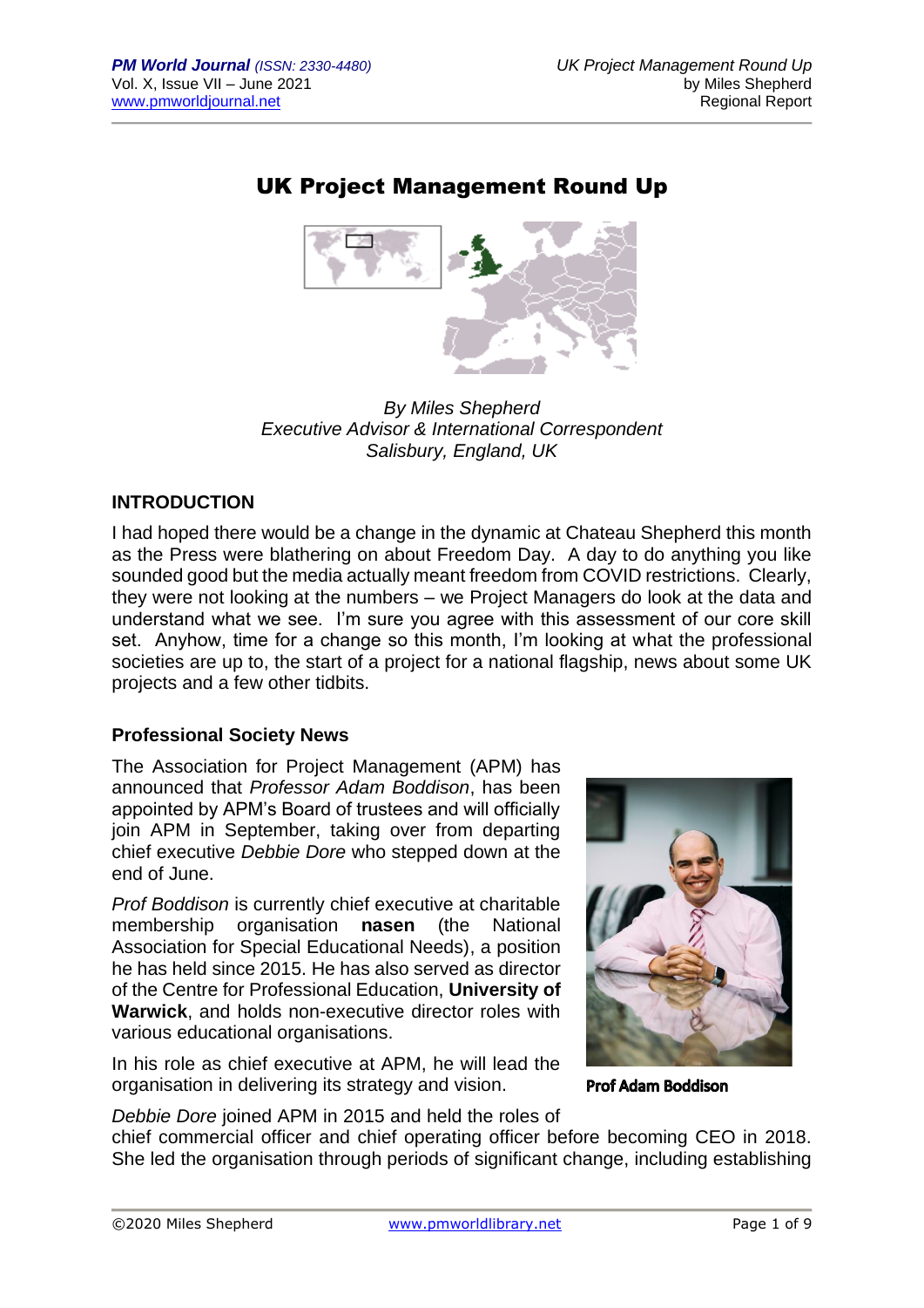# UK Project Management Round Up

*By Miles Shepherd*
*Executive Advisor & International Correspondent*
*Salisbury, England, UK*

## INTRODUCTION

I had hoped there would be a change in the dynamic at Chateau Shepherd this month as the Press were blathering on about Freedom Day. A day to do anything you like sounded good but the media actually meant freedom from COVID restrictions. Clearly, they were not looking at the numbers – we Project Managers do look at the data and understand what we see. I'm sure you agree with this assessment of our core skill set. Anyhow, time for a change so this month, I'm looking at what the professional societies are up to, the start of a project for a national flagship, news about some UK projects and a few other tidbits.

### Professional Society News

The Association for Project Management (APM) has announced that *Professor Adam Boddison*, has been appointed by APM's Board of trustees and will officially join APM in September, taking over from departing chief executive *Debbie Dore* who stepped down at the end of June.

*Prof Boddison* is currently chief executive at charitable membership organisation **nasen** (the National Association for Special Educational Needs), a position he has held since 2015. He has also served as director of the Centre for Professional Education, **University of Warwick**, and holds non-executive director roles with various educational organisations.

In his role as chief executive at APM, he will lead the organisation in delivering its strategy and vision.

**Prof Adam Boddison**

*Debbie Dore* joined APM in 2015 and held the roles of chief commercial officer and chief operating officer before becoming CEO in 2018. She led the organisation through periods of significant change, including establishing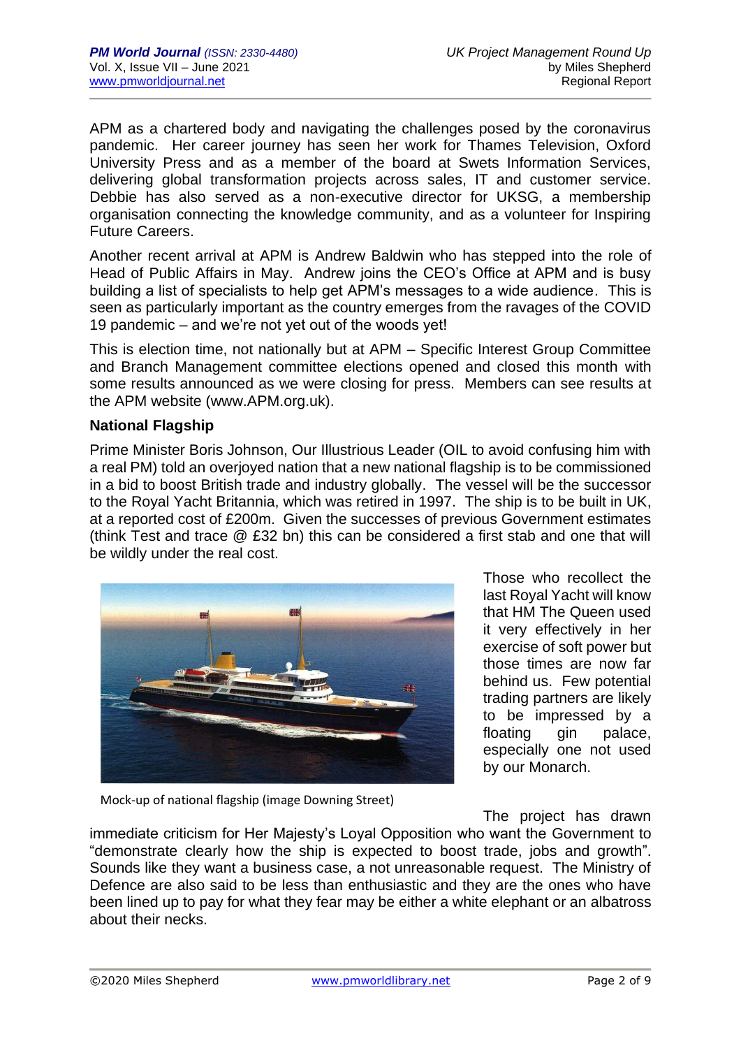APM as a chartered body and navigating the challenges posed by the coronavirus pandemic. Her career journey has seen her work for Thames Television, Oxford University Press and as a member of the board at Swets Information Services, delivering global transformation projects across sales, IT and customer service. Debbie has also served as a non-executive director for UKSG, a membership organisation connecting the knowledge community, and as a volunteer for Inspiring Future Careers.

Another recent arrival at APM is Andrew Baldwin who has stepped into the role of Head of Public Affairs in May. Andrew joins the CEO's Office at APM and is busy building a list of specialists to help get APM's messages to a wide audience. This is seen as particularly important as the country emerges from the ravages of the COVID 19 pandemic – and we're not yet out of the woods yet!

This is election time, not nationally but at APM – Specific Interest Group Committee and Branch Management committee elections opened and closed this month with some results announced as we were closing for press. Members can see results at the APM website (www.APM.org.uk).

**National Flagship**

Prime Minister Boris Johnson, Our Illustrious Leader (OIL to avoid confusing him with a real PM) told an overjoyed nation that a new national flagship is to be commissioned in a bid to boost British trade and industry globally. The vessel will be the successor to the Royal Yacht Britannia, which was retired in 1997. The ship is to be built in UK, at a reported cost of £200m. Given the successes of previous Government estimates (think Test and trace @ £32 bn) this can be considered a first stab and one that will be wildly under the real cost.

Mock-up of national flagship (image Downing Street)

Those who recollect the last Royal Yacht will know that HM The Queen used it very effectively in her exercise of soft power but those times are now far behind us. Few potential trading partners are likely to be impressed by a floating gin palace, especially one not used by our Monarch.

The project has drawn immediate criticism for Her Majesty's Loyal Opposition who want the Government to "demonstrate clearly how the ship is expected to boost trade, jobs and growth". Sounds like they want a business case, a not unreasonable request. The Ministry of Defence are also said to be less than enthusiastic and they are the ones who have been lined up to pay for what they fear may be either a white elephant or an albatross about their necks.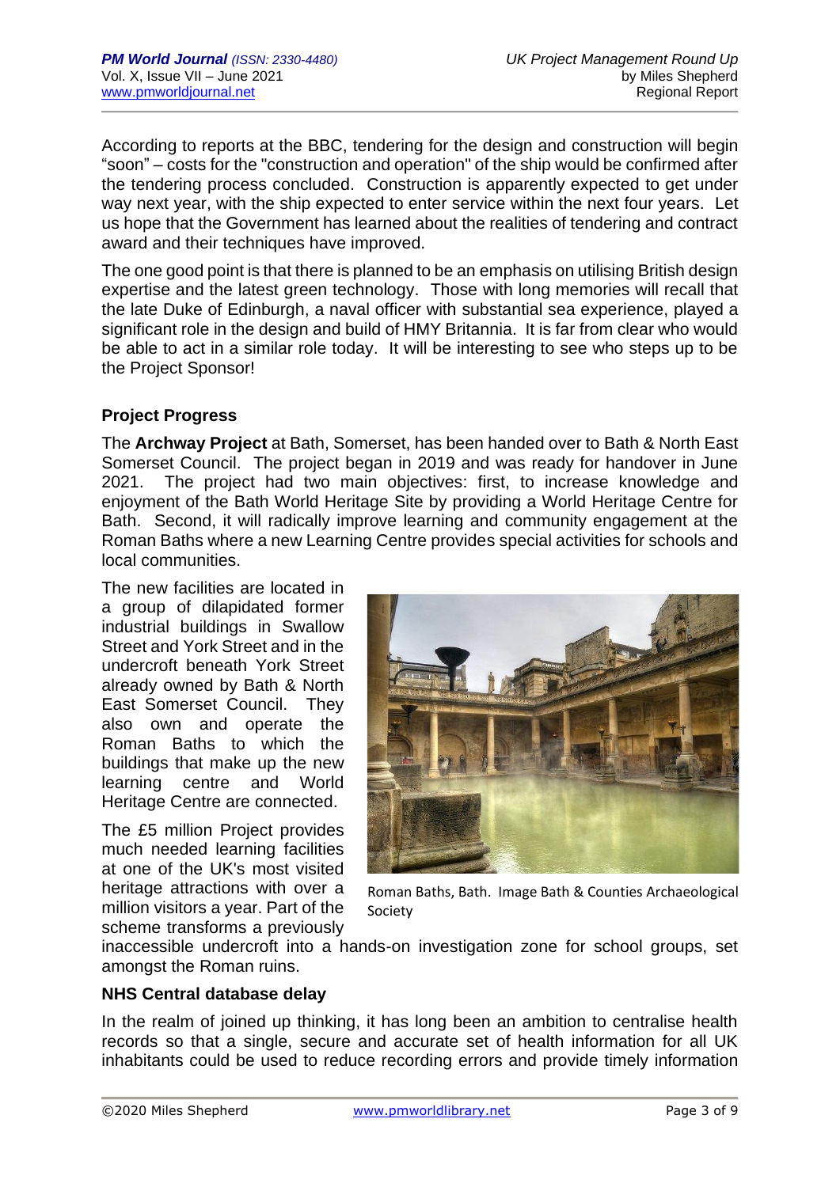According to reports at the BBC, tendering for the design and construction will begin "soon" – costs for the "construction and operation" of the ship would be confirmed after the tendering process concluded. Construction is apparently expected to get under way next year, with the ship expected to enter service within the next four years. Let us hope that the Government has learned about the realities of tendering and contract award and their techniques have improved.

The one good point is that there is planned to be an emphasis on utilising British design expertise and the latest green technology. Those with long memories will recall that the late Duke of Edinburgh, a naval officer with substantial sea experience, played a significant role in the design and build of HMY Britannia. It is far from clear who would be able to act in a similar role today. It will be interesting to see who steps up to be the Project Sponsor!

### Project Progress

The **Archway Project** at Bath, Somerset, has been handed over to Bath & North East Somerset Council. The project began in 2019 and was ready for handover in June 2021. The project had two main objectives: first, to increase knowledge and enjoyment of the Bath World Heritage Site by providing a World Heritage Centre for Bath. Second, it will radically improve learning and community engagement at the Roman Baths where a new Learning Centre provides special activities for schools and local communities.

The new facilities are located in a group of dilapidated former industrial buildings in Swallow Street and York Street and in the undercroft beneath York Street already owned by Bath & North East Somerset Council. They also own and operate the Roman Baths to which the buildings that make up the new learning centre and World Heritage Centre are connected.

Roman Baths, Bath. Image Bath & Counties Archaeological Society

The £5 million Project provides much needed learning facilities at one of the UK's most visited heritage attractions with over a million visitors a year. Part of the scheme transforms a previously inaccessible undercroft into a hands-on investigation zone for school groups, set amongst the Roman ruins.

### NHS Central database delay

In the realm of joined up thinking, it has long been an ambition to centralise health records so that a single, secure and accurate set of health information for all UK inhabitants could be used to reduce recording errors and provide timely information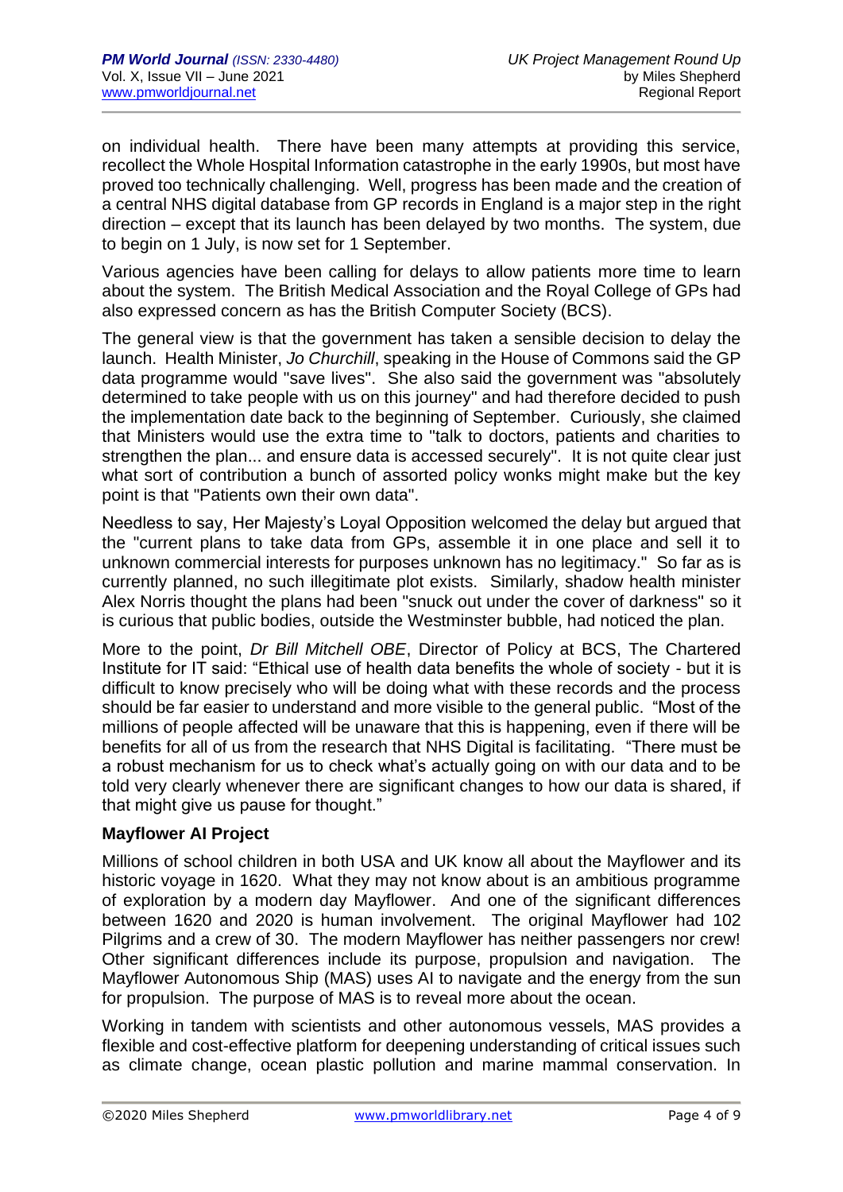on individual health. There have been many attempts at providing this service, recollect the Whole Hospital Information catastrophe in the early 1990s, but most have proved too technically challenging. Well, progress has been made and the creation of a central NHS digital database from GP records in England is a major step in the right direction – except that its launch has been delayed by two months. The system, due to begin on 1 July, is now set for 1 September.

Various agencies have been calling for delays to allow patients more time to learn about the system. The British Medical Association and the Royal College of GPs had also expressed concern as has the British Computer Society (BCS).

The general view is that the government has taken a sensible decision to delay the launch. Health Minister, *Jo Churchill*, speaking in the House of Commons said the GP data programme would "save lives". She also said the government was "absolutely determined to take people with us on this journey" and had therefore decided to push the implementation date back to the beginning of September. Curiously, she claimed that Ministers would use the extra time to "talk to doctors, patients and charities to strengthen the plan... and ensure data is accessed securely". It is not quite clear just what sort of contribution a bunch of assorted policy wonks might make but the key point is that "Patients own their own data".

Needless to say, Her Majesty's Loyal Opposition welcomed the delay but argued that the "current plans to take data from GPs, assemble it in one place and sell it to unknown commercial interests for purposes unknown has no legitimacy." So far as is currently planned, no such illegitimate plot exists. Similarly, shadow health minister Alex Norris thought the plans had been "snuck out under the cover of darkness" so it is curious that public bodies, outside the Westminster bubble, had noticed the plan.

More to the point, *Dr Bill Mitchell OBE*, Director of Policy at BCS, The Chartered Institute for IT said: "Ethical use of health data benefits the whole of society - but it is difficult to know precisely who will be doing what with these records and the process should be far easier to understand and more visible to the general public. "Most of the millions of people affected will be unaware that this is happening, even if there will be benefits for all of us from the research that NHS Digital is facilitating. "There must be a robust mechanism for us to check what's actually going on with our data and to be told very clearly whenever there are significant changes to how our data is shared, if that might give us pause for thought."

**Mayflower AI Project**

Millions of school children in both USA and UK know all about the Mayflower and its historic voyage in 1620. What they may not know about is an ambitious programme of exploration by a modern day Mayflower. And one of the significant differences between 1620 and 2020 is human involvement. The original Mayflower had 102 Pilgrims and a crew of 30. The modern Mayflower has neither passengers nor crew! Other significant differences include its purpose, propulsion and navigation. The Mayflower Autonomous Ship (MAS) uses AI to navigate and the energy from the sun for propulsion. The purpose of MAS is to reveal more about the ocean.

Working in tandem with scientists and other autonomous vessels, MAS provides a flexible and cost-effective platform for deepening understanding of critical issues such as climate change, ocean plastic pollution and marine mammal conservation. In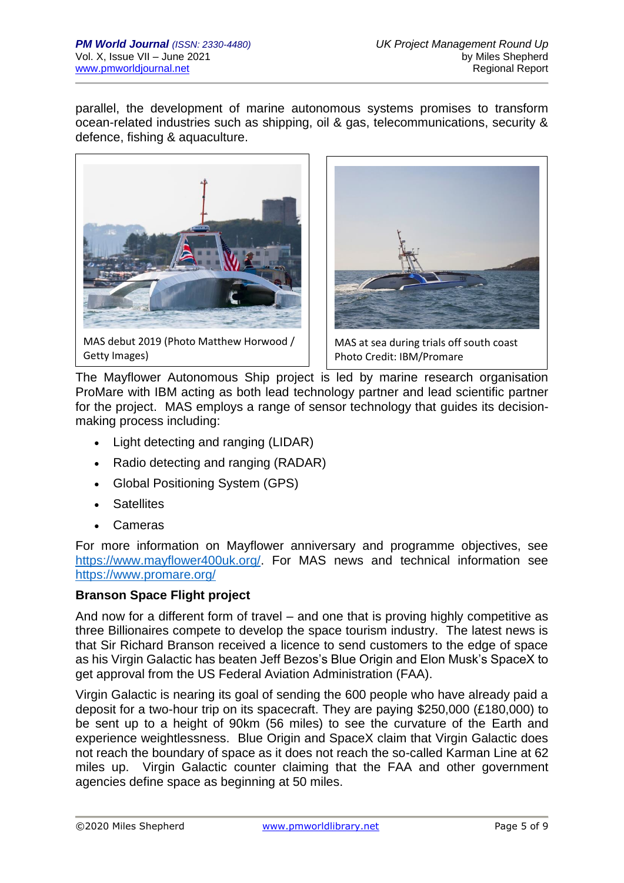parallel, the development of marine autonomous systems promises to transform ocean-related industries such as shipping, oil & gas, telecommunications, security & defence, fishing & aquaculture.

MAS debut 2019 (Photo Matthew Horwood / Getty Images)

MAS at sea during trials off south coast Photo Credit: IBM/Promare

The Mayflower Autonomous Ship project is led by marine research organisation ProMare with IBM acting as both lead technology partner and lead scientific partner for the project. MAS employs a range of sensor technology that guides its decision-making process including:

- Light detecting and ranging (LIDAR)
- Radio detecting and ranging (RADAR)
- Global Positioning System (GPS)
- Satellites
- Cameras

For more information on Mayflower anniversary and programme objectives, see https://www.mayflower400uk.org/. For MAS news and technical information see https://www.promare.org/

**Branson Space Flight project**

And now for a different form of travel – and one that is proving highly competitive as three Billionaires compete to develop the space tourism industry. The latest news is that Sir Richard Branson received a licence to send customers to the edge of space as his Virgin Galactic has beaten Jeff Bezos's Blue Origin and Elon Musk's SpaceX to get approval from the US Federal Aviation Administration (FAA).

Virgin Galactic is nearing its goal of sending the 600 people who have already paid a deposit for a two-hour trip on its spacecraft. They are paying $250,000 (£180,000) to be sent up to a height of 90km (56 miles) to see the curvature of the Earth and experience weightlessness. Blue Origin and SpaceX claim that Virgin Galactic does not reach the boundary of space as it does not reach the so-called Karman Line at 62 miles up. Virgin Galactic counter claiming that the FAA and other government agencies define space as beginning at 50 miles.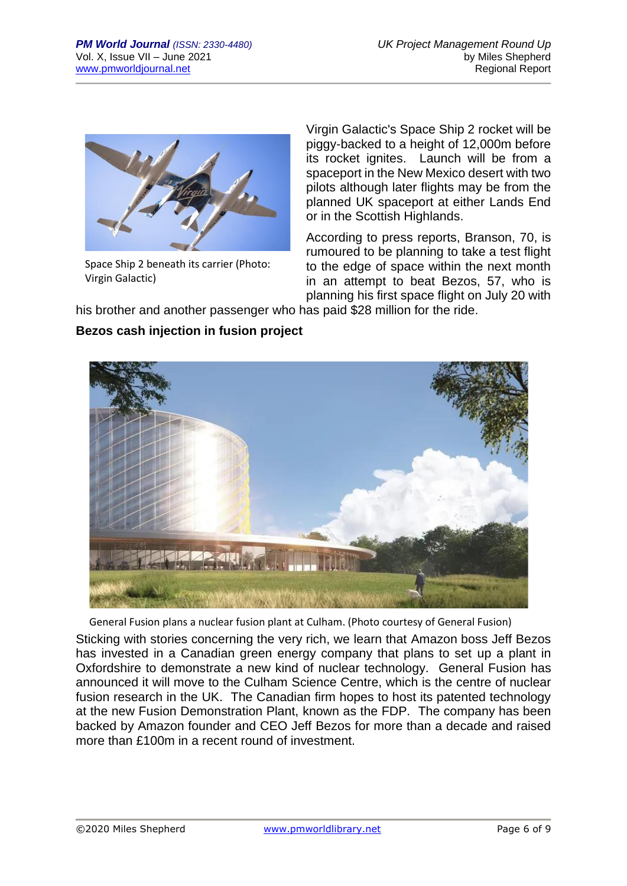Space Ship 2 beneath its carrier (Photo: Virgin Galactic)

Virgin Galactic's Space Ship 2 rocket will be piggy-backed to a height of 12,000m before its rocket ignites. Launch will be from a spaceport in the New Mexico desert with two pilots although later flights may be from the planned UK spaceport at either Lands End or in the Scottish Highlands.

According to press reports, Branson, 70, is rumoured to be planning to take a test flight to the edge of space within the next month in an attempt to beat Bezos, 57, who is planning his first space flight on July 20 with his brother and another passenger who has paid $28 million for the ride.

**Bezos cash injection in fusion project**

General Fusion plans a nuclear fusion plant at Culham. (Photo courtesy of General Fusion)

Sticking with stories concerning the very rich, we learn that Amazon boss Jeff Bezos has invested in a Canadian green energy company that plans to set up a plant in Oxfordshire to demonstrate a new kind of nuclear technology. General Fusion has announced it will move to the Culham Science Centre, which is the centre of nuclear fusion research in the UK. The Canadian firm hopes to host its patented technology at the new Fusion Demonstration Plant, known as the FDP. The company has been backed by Amazon founder and CEO Jeff Bezos for more than a decade and raised more than £100m in a recent round of investment.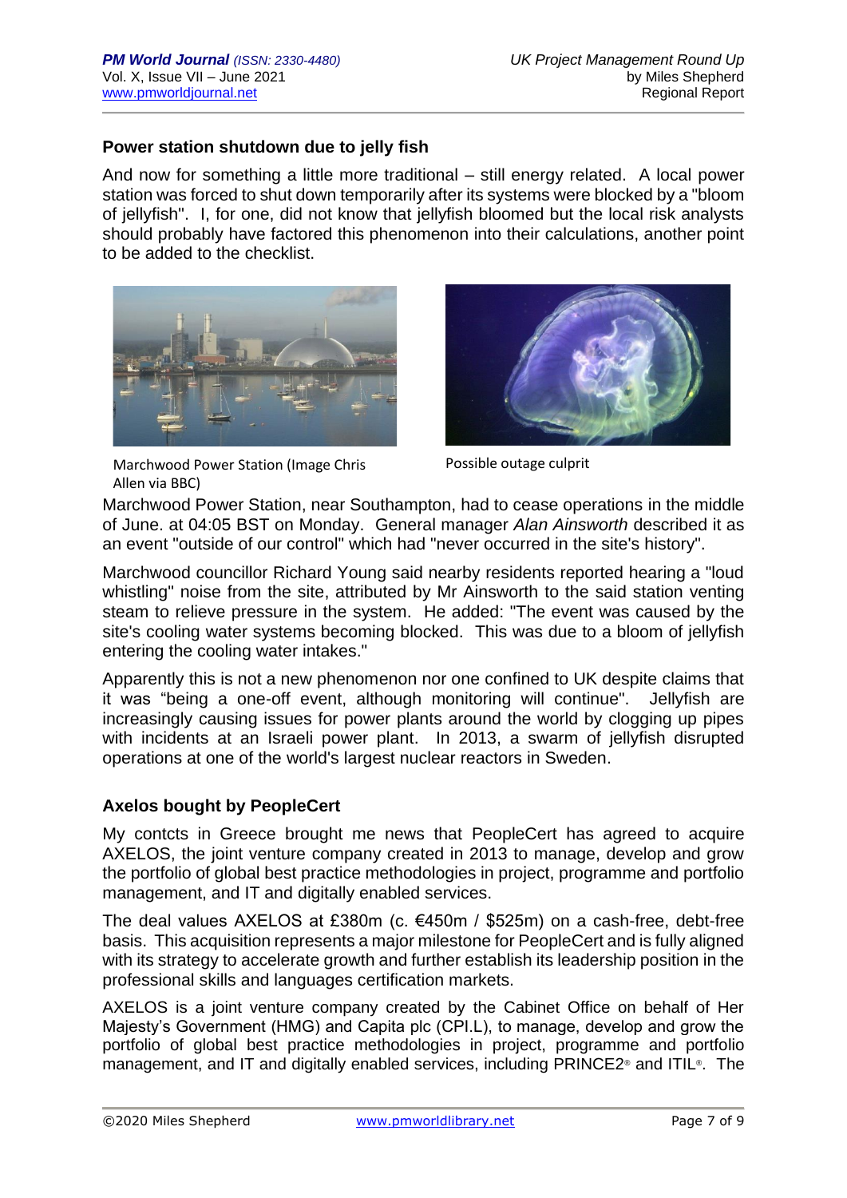### Power station shutdown due to jelly fish

And now for something a little more traditional – still energy related. A local power station was forced to shut down temporarily after its systems were blocked by a "bloom of jellyfish". I, for one, did not know that jellyfish bloomed but the local risk analysts should probably have factored this phenomenon into their calculations, another point to be added to the checklist.

Marchwood Power Station (Image Chris Allen via BBC)

Possible outage culprit

Marchwood Power Station, near Southampton, had to cease operations in the middle of June. at 04:05 BST on Monday. General manager *Alan Ainsworth* described it as an event "outside of our control" which had "never occurred in the site's history".

Marchwood councillor Richard Young said nearby residents reported hearing a "loud whistling" noise from the site, attributed by Mr Ainsworth to the said station venting steam to relieve pressure in the system. He added: "The event was caused by the site's cooling water systems becoming blocked. This was due to a bloom of jellyfish entering the cooling water intakes."

Apparently this is not a new phenomenon nor one confined to UK despite claims that it was "being a one-off event, although monitoring will continue". Jellyfish are increasingly causing issues for power plants around the world by clogging up pipes with incidents at an Israeli power plant. In 2013, a swarm of jellyfish disrupted operations at one of the world's largest nuclear reactors in Sweden.

### Axelos bought by PeopleCert

My contcts in Greece brought me news that PeopleCert has agreed to acquire AXELOS, the joint venture company created in 2013 to manage, develop and grow the portfolio of global best practice methodologies in project, programme and portfolio management, and IT and digitally enabled services.

The deal values AXELOS at £380m (c. €450m / $525m) on a cash-free, debt-free basis. This acquisition represents a major milestone for PeopleCert and is fully aligned with its strategy to accelerate growth and further establish its leadership position in the professional skills and languages certification markets.

AXELOS is a joint venture company created by the Cabinet Office on behalf of Her Majesty's Government (HMG) and Capita plc (CPI.L), to manage, develop and grow the portfolio of global best practice methodologies in project, programme and portfolio management, and IT and digitally enabled services, including PRINCE2® and ITIL®. The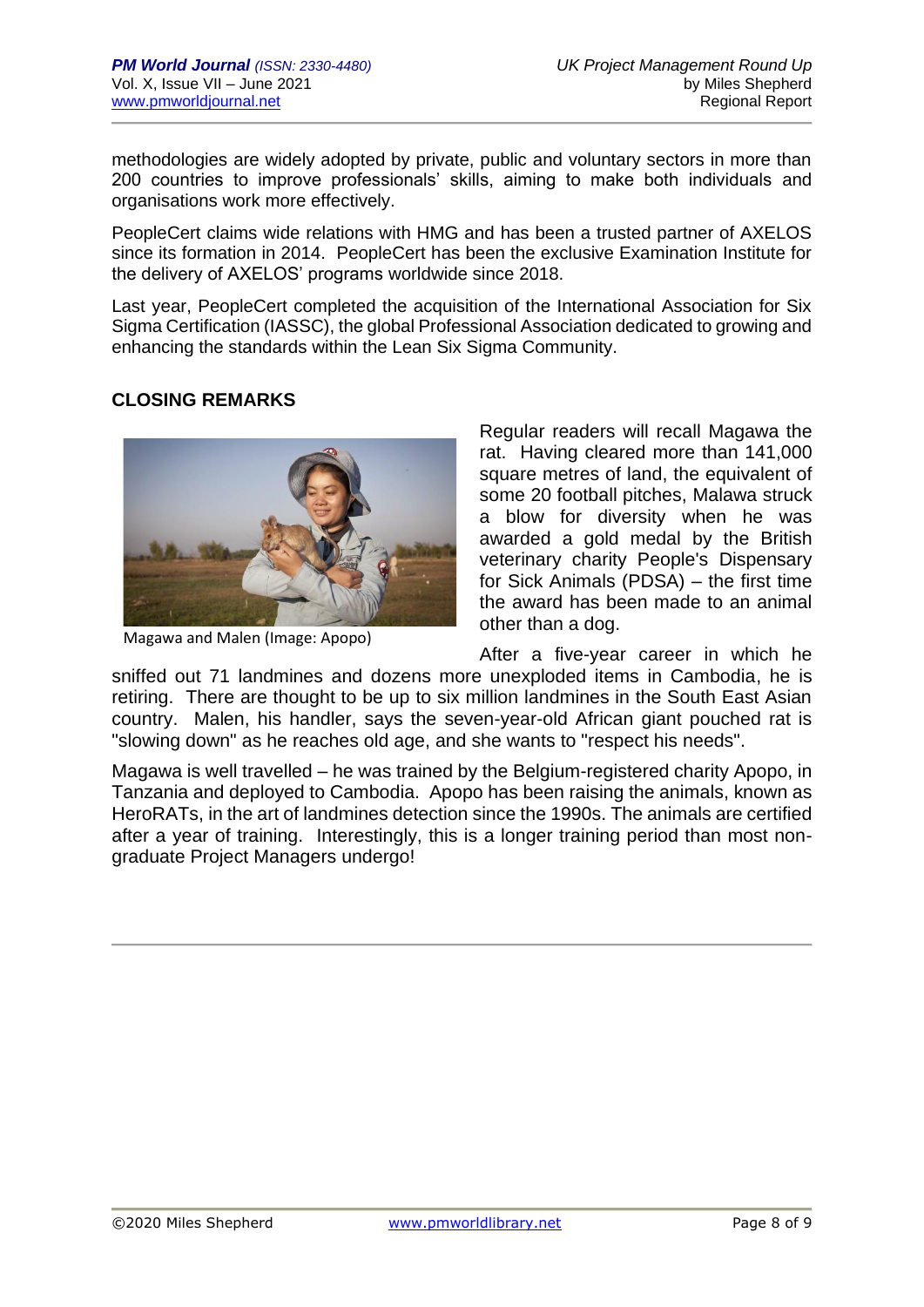methodologies are widely adopted by private, public and voluntary sectors in more than 200 countries to improve professionals' skills, aiming to make both individuals and organisations work more effectively.

PeopleCert claims wide relations with HMG and has been a trusted partner of AXELOS since its formation in 2014. PeopleCert has been the exclusive Examination Institute for the delivery of AXELOS' programs worldwide since 2018.

Last year, PeopleCert completed the acquisition of the International Association for Six Sigma Certification (IASSC), the global Professional Association dedicated to growing and enhancing the standards within the Lean Six Sigma Community.

## CLOSING REMARKS

Magawa and Malen (Image: Apopo)

Regular readers will recall Magawa the rat. Having cleared more than 141,000 square metres of land, the equivalent of some 20 football pitches, Malawa struck a blow for diversity when he was awarded a gold medal by the British veterinary charity People's Dispensary for Sick Animals (PDSA) – the first time the award has been made to an animal other than a dog.

After a five-year career in which he sniffed out 71 landmines and dozens more unexploded items in Cambodia, he is retiring. There are thought to be up to six million landmines in the South East Asian country. Malen, his handler, says the seven-year-old African giant pouched rat is "slowing down" as he reaches old age, and she wants to "respect his needs".

Magawa is well travelled – he was trained by the Belgium-registered charity Apopo, in Tanzania and deployed to Cambodia. Apopo has been raising the animals, known as HeroRATs, in the art of landmines detection since the 1990s. The animals are certified after a year of training. Interestingly, this is a longer training period than most non-graduate Project Managers undergo!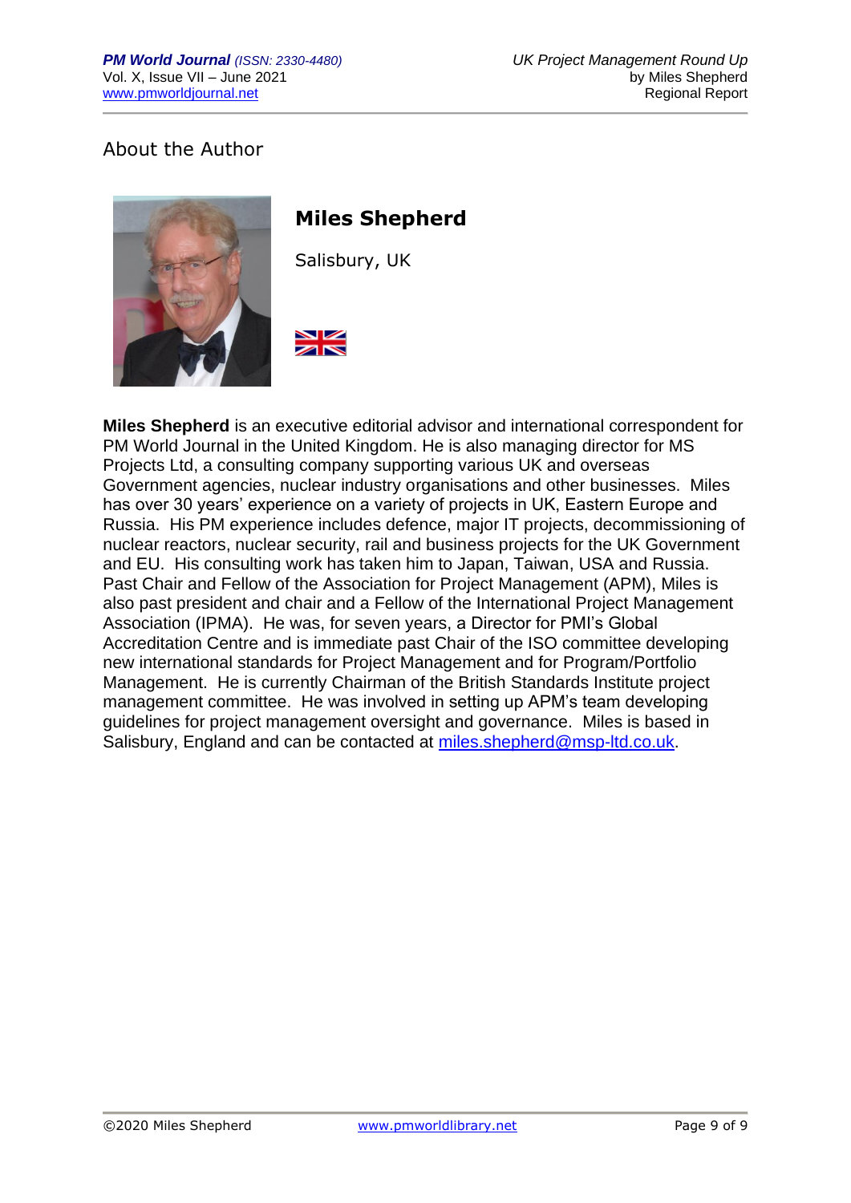## About the Author

### **Miles Shepherd**

Salisbury, UK

**Miles Shepherd** is an executive editorial advisor and international correspondent for PM World Journal in the United Kingdom. He is also managing director for MS Projects Ltd, a consulting company supporting various UK and overseas Government agencies, nuclear industry organisations and other businesses. Miles has over 30 years' experience on a variety of projects in UK, Eastern Europe and Russia. His PM experience includes defence, major IT projects, decommissioning of nuclear reactors, nuclear security, rail and business projects for the UK Government and EU. His consulting work has taken him to Japan, Taiwan, USA and Russia. Past Chair and Fellow of the Association for Project Management (APM), Miles is also past president and chair and a Fellow of the International Project Management Association (IPMA). He was, for seven years, a Director for PMI's Global Accreditation Centre and is immediate past Chair of the ISO committee developing new international standards for Project Management and for Program/Portfolio Management. He is currently Chairman of the British Standards Institute project management committee. He was involved in setting up APM's team developing guidelines for project management oversight and governance. Miles is based in Salisbury, England and can be contacted at miles.shepherd@msp-ltd.co.uk.